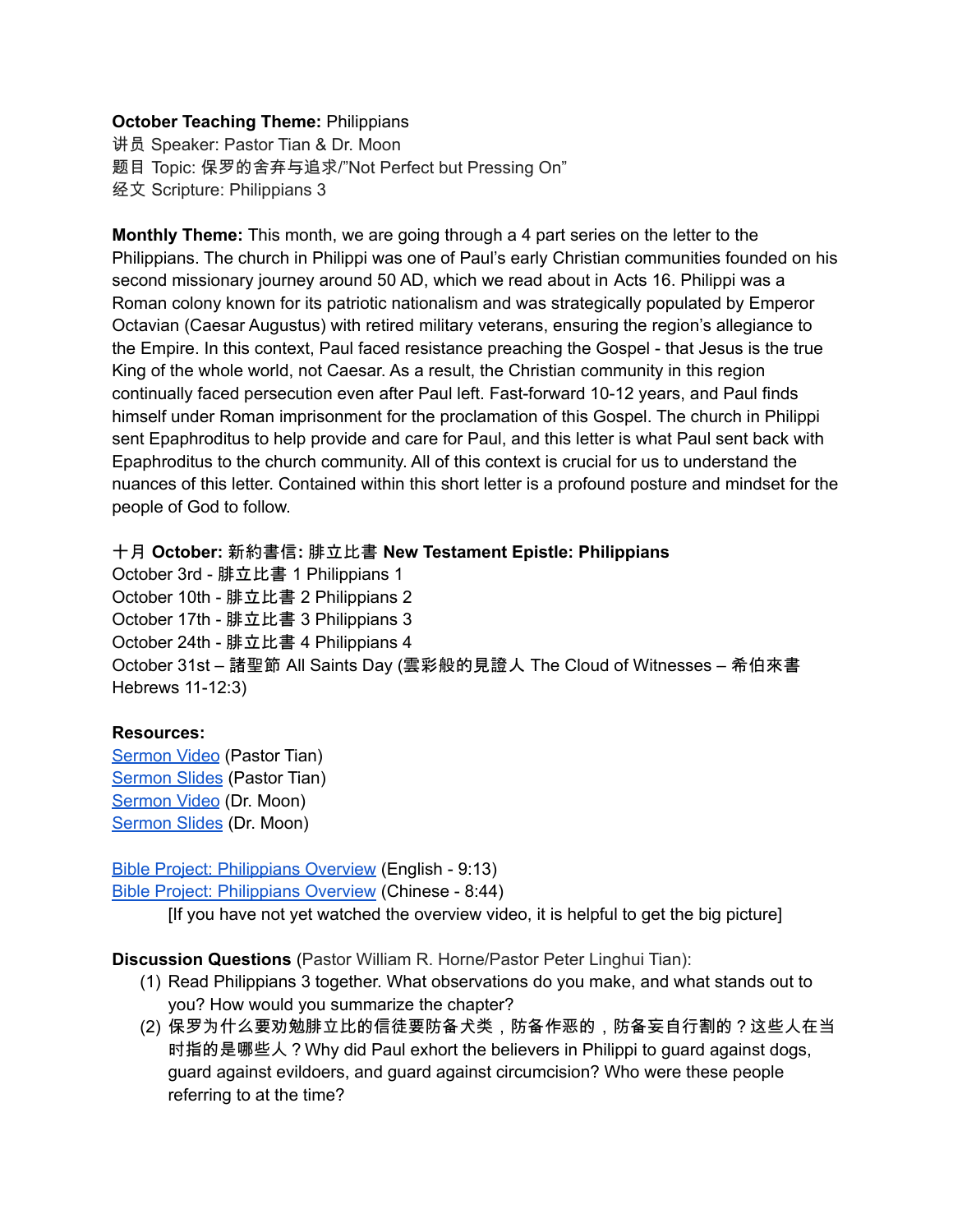**October Teaching Theme:** Philippians
讲员 Speaker: Pastor Tian & Dr. Moon
题目 Topic: 保罗的舍弃与追求/"Not Perfect but Pressing On"
经文 Scripture: Philippians 3

**Monthly Theme:** This month, we are going through a 4 part series on the letter to the Philippians. The church in Philippi was one of Paul's early Christian communities founded on his second missionary journey around 50 AD, which we read about in Acts 16. Philippi was a Roman colony known for its patriotic nationalism and was strategically populated by Emperor Octavian (Caesar Augustus) with retired military veterans, ensuring the region's allegiance to the Empire. In this context, Paul faced resistance preaching the Gospel - that Jesus is the true King of the whole world, not Caesar. As a result, the Christian community in this region continually faced persecution even after Paul left. Fast-forward 10-12 years, and Paul finds himself under Roman imprisonment for the proclamation of this Gospel. The church in Philippi sent Epaphroditus to help provide and care for Paul, and this letter is what Paul sent back with Epaphroditus to the church community. All of this context is crucial for us to understand the nuances of this letter. Contained within this short letter is a profound posture and mindset for the people of God to follow.

十月 **October:** 新約書信: 腓立比書 **New Testament Epistle: Philippians**
October 3rd - 腓立比書 1 Philippians 1
October 10th - 腓立比書 2 Philippians 2
October 17th - 腓立比書 3 Philippians 3
October 24th - 腓立比書 4 Philippians 4
October 31st – 諸聖節 All Saints Day (雲彩般的見證人 The Cloud of Witnesses – 希伯來書 Hebrews 11-12:3)

**Resources:**
Sermon Video (Pastor Tian)
Sermon Slides (Pastor Tian)
Sermon Video (Dr. Moon)
Sermon Slides (Dr. Moon)

Bible Project: Philippians Overview (English - 9:13)
Bible Project: Philippians Overview (Chinese - 8:44)
[If you have not yet watched the overview video, it is helpful to get the big picture]

**Discussion Questions** (Pastor William R. Horne/Pastor Peter Linghui Tian):

(1) Read Philippians 3 together. What observations do you make, and what stands out to you? How would you summarize the chapter?
(2) 保罗为什么要劝勉腓立比的信徒要防备犬类，防备作恶的，防备妄自行割的？这些人在当时指的是哪些人？Why did Paul exhort the believers in Philippi to guard against dogs, guard against evildoers, and guard against circumcision? Who were these people referring to at the time?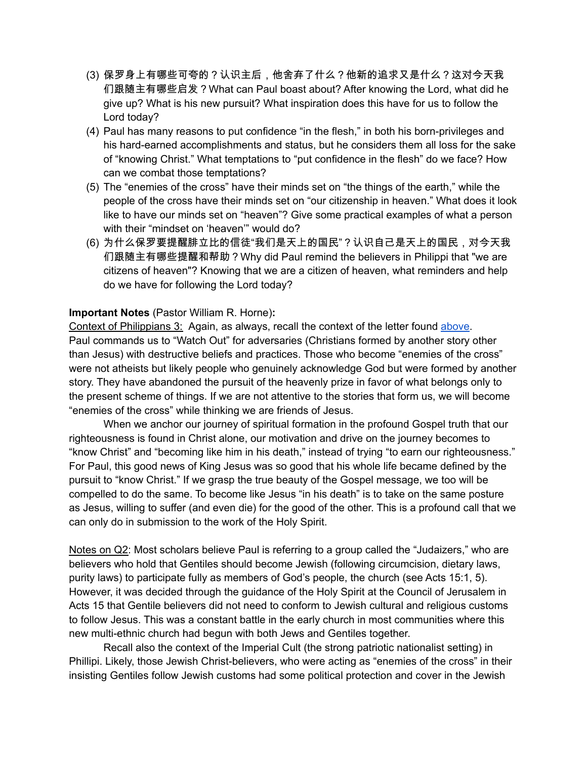(3) 保罗身上有哪些可夸的？认识主后，他舍弃了什么？他新的追求又是什么？这对今天我们跟随主有哪些启发？What can Paul boast about? After knowing the Lord, what did he give up? What is his new pursuit? What inspiration does this have for us to follow the Lord today?

(4) Paul has many reasons to put confidence "in the flesh," in both his born-privileges and his hard-earned accomplishments and status, but he considers them all loss for the sake of "knowing Christ." What temptations to "put confidence in the flesh" do we face? How can we combat those temptations?

(5) The "enemies of the cross" have their minds set on "the things of the earth," while the people of the cross have their minds set on "our citizenship in heaven." What does it look like to have our minds set on "heaven"? Give some practical examples of what a person with their "mindset on 'heaven'" would do?

(6) 为什么保罗要提醒腓立比的信徒"我们是天上的国民"？认识自己是天上的国民，对今天我们跟随主有哪些提醒和帮助？Why did Paul remind the believers in Philippi that "we are citizens of heaven"? Knowing that we are a citizen of heaven, what reminders and help do we have for following the Lord today?

**Important Notes** (Pastor William R. Horne)**:**

Context of Philippians 3: Again, as always, recall the context of the letter found [above](). Paul commands us to "Watch Out" for adversaries (Christians formed by another story other than Jesus) with destructive beliefs and practices. Those who become "enemies of the cross" were not atheists but likely people who genuinely acknowledge God but were formed by another story. They have abandoned the pursuit of the heavenly prize in favor of what belongs only to the present scheme of things. If we are not attentive to the stories that form us, we will become "enemies of the cross" while thinking we are friends of Jesus.

When we anchor our journey of spiritual formation in the profound Gospel truth that our righteousness is found in Christ alone, our motivation and drive on the journey becomes to "know Christ" and "becoming like him in his death," instead of trying "to earn our righteousness." For Paul, this good news of King Jesus was so good that his whole life became defined by the pursuit to "know Christ." If we grasp the true beauty of the Gospel message, we too will be compelled to do the same. To become like Jesus "in his death" is to take on the same posture as Jesus, willing to suffer (and even die) for the good of the other. This is a profound call that we can only do in submission to the work of the Holy Spirit.

Notes on Q2: Most scholars believe Paul is referring to a group called the "Judaizers," who are believers who hold that Gentiles should become Jewish (following circumcision, dietary laws, purity laws) to participate fully as members of God's people, the church (see Acts 15:1, 5). However, it was decided through the guidance of the Holy Spirit at the Council of Jerusalem in Acts 15 that Gentile believers did not need to conform to Jewish cultural and religious customs to follow Jesus. This was a constant battle in the early church in most communities where this new multi-ethnic church had begun with both Jews and Gentiles together.

Recall also the context of the Imperial Cult (the strong patriotic nationalist setting) in Phillipi. Likely, those Jewish Christ-believers, who were acting as "enemies of the cross" in their insisting Gentiles follow Jewish customs had some political protection and cover in the Jewish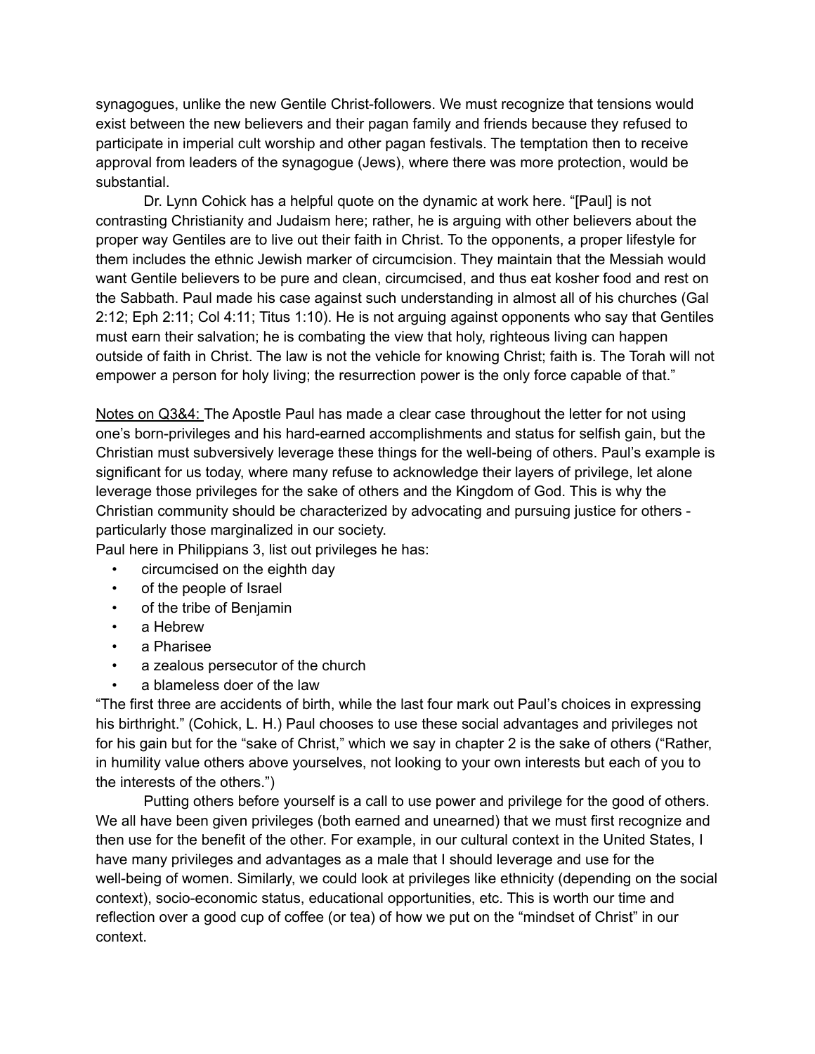synagogues, unlike the new Gentile Christ-followers. We must recognize that tensions would exist between the new believers and their pagan family and friends because they refused to participate in imperial cult worship and other pagan festivals. The temptation then to receive approval from leaders of the synagogue (Jews), where there was more protection, would be substantial.

Dr. Lynn Cohick has a helpful quote on the dynamic at work here. "[Paul] is not contrasting Christianity and Judaism here; rather, he is arguing with other believers about the proper way Gentiles are to live out their faith in Christ. To the opponents, a proper lifestyle for them includes the ethnic Jewish marker of circumcision. They maintain that the Messiah would want Gentile believers to be pure and clean, circumcised, and thus eat kosher food and rest on the Sabbath. Paul made his case against such understanding in almost all of his churches (Gal 2:12; Eph 2:11; Col 4:11; Titus 1:10). He is not arguing against opponents who say that Gentiles must earn their salvation; he is combating the view that holy, righteous living can happen outside of faith in Christ. The law is not the vehicle for knowing Christ; faith is. The Torah will not empower a person for holy living; the resurrection power is the only force capable of that."

<u>Notes on Q3&4:</u> The Apostle Paul has made a clear case throughout the letter for not using one's born-privileges and his hard-earned accomplishments and status for selfish gain, but the Christian must subversively leverage these things for the well-being of others. Paul's example is significant for us today, where many refuse to acknowledge their layers of privilege, let alone leverage those privileges for the sake of others and the Kingdom of God. This is why the Christian community should be characterized by advocating and pursuing justice for others - particularly those marginalized in our society.

Paul here in Philippians 3, list out privileges he has:

- circumcised on the eighth day
- of the people of Israel
- of the tribe of Benjamin
- a Hebrew
- a Pharisee
- a zealous persecutor of the church
- a blameless doer of the law

"The first three are accidents of birth, while the last four mark out Paul's choices in expressing his birthright." (Cohick, L. H.) Paul chooses to use these social advantages and privileges not for his gain but for the "sake of Christ," which we say in chapter 2 is the sake of others ("Rather, in humility value others above yourselves, not looking to your own interests but each of you to the interests of the others.")

Putting others before yourself is a call to use power and privilege for the good of others. We all have been given privileges (both earned and unearned) that we must first recognize and then use for the benefit of the other. For example, in our cultural context in the United States, I have many privileges and advantages as a male that I should leverage and use for the well-being of women. Similarly, we could look at privileges like ethnicity (depending on the social context), socio-economic status, educational opportunities, etc. This is worth our time and reflection over a good cup of coffee (or tea) of how we put on the "mindset of Christ" in our context.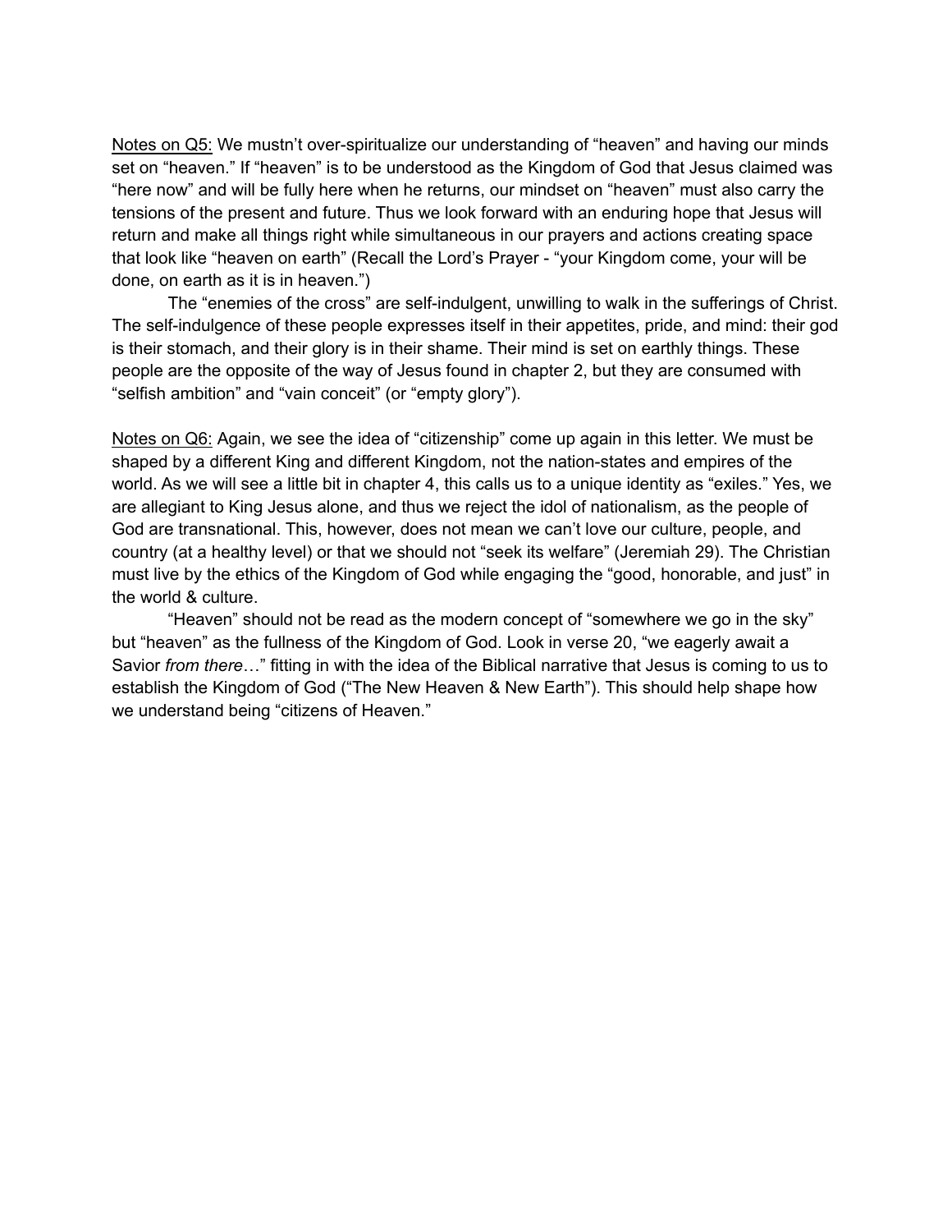<u>Notes on Q5:</u> We mustn't over-spiritualize our understanding of "heaven" and having our minds set on "heaven." If "heaven" is to be understood as the Kingdom of God that Jesus claimed was "here now" and will be fully here when he returns, our mindset on "heaven" must also carry the tensions of the present and future. Thus we look forward with an enduring hope that Jesus will return and make all things right while simultaneous in our prayers and actions creating space that look like "heaven on earth" (Recall the Lord's Prayer - "your Kingdom come, your will be done, on earth as it is in heaven.")

The "enemies of the cross" are self-indulgent, unwilling to walk in the sufferings of Christ. The self-indulgence of these people expresses itself in their appetites, pride, and mind: their god is their stomach, and their glory is in their shame. Their mind is set on earthly things. These people are the opposite of the way of Jesus found in chapter 2, but they are consumed with "selfish ambition" and "vain conceit" (or "empty glory").

<u>Notes on Q6:</u> Again, we see the idea of "citizenship" come up again in this letter. We must be shaped by a different King and different Kingdom, not the nation-states and empires of the world. As we will see a little bit in chapter 4, this calls us to a unique identity as "exiles." Yes, we are allegiant to King Jesus alone, and thus we reject the idol of nationalism, as the people of God are transnational. This, however, does not mean we can't love our culture, people, and country (at a healthy level) or that we should not "seek its welfare" (Jeremiah 29). The Christian must live by the ethics of the Kingdom of God while engaging the "good, honorable, and just" in the world & culture.

"Heaven" should not be read as the modern concept of "somewhere we go in the sky" but "heaven" as the fullness of the Kingdom of God. Look in verse 20, "we eagerly await a Savior *from there*…" fitting in with the idea of the Biblical narrative that Jesus is coming to us to establish the Kingdom of God ("The New Heaven & New Earth"). This should help shape how we understand being "citizens of Heaven."